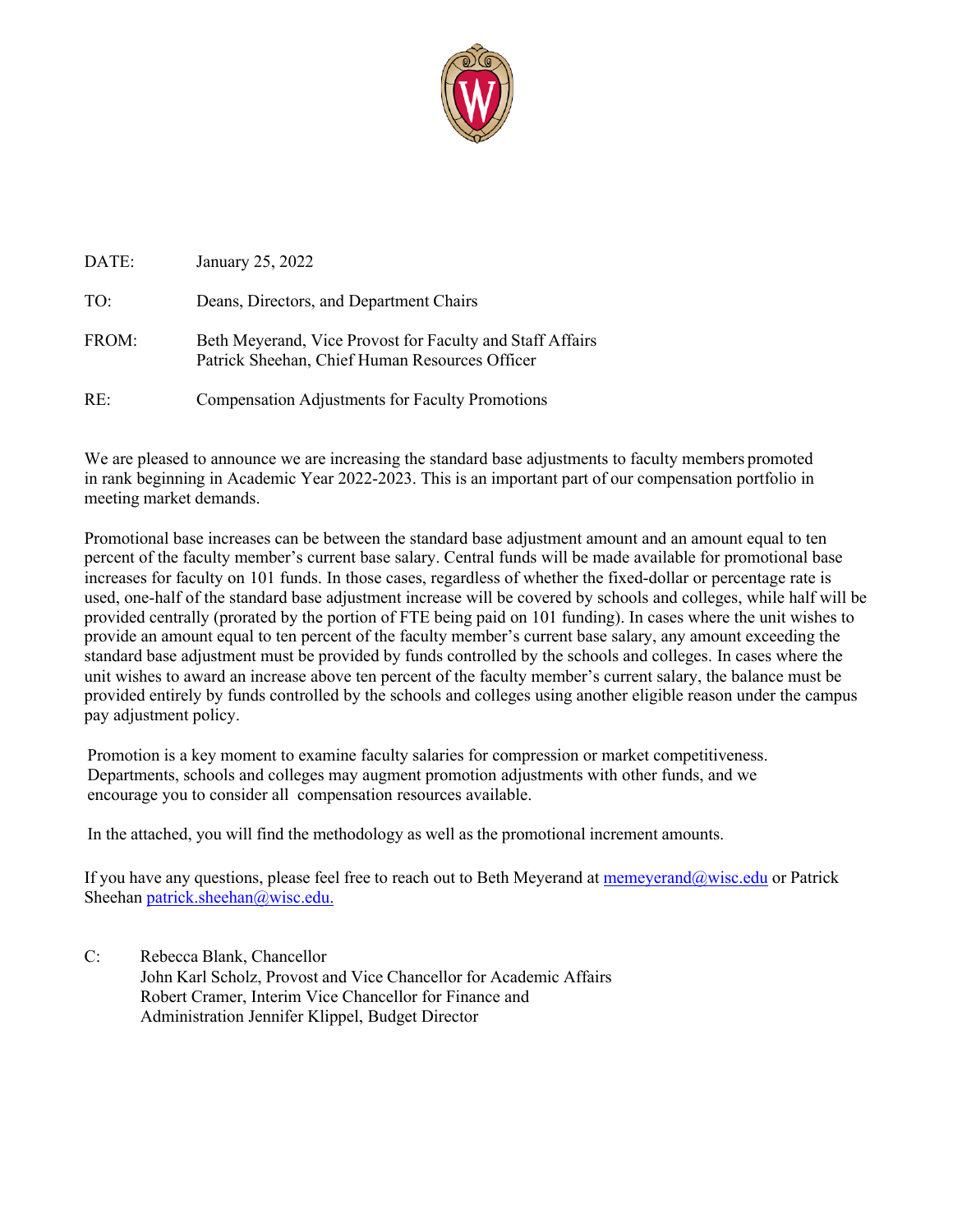DATE: January 25, 2022

TO: Deans, Directors, and Department Chairs

FROM: Beth Meyerand, Vice Provost for Faculty and Staff Affairs
Patrick Sheehan, Chief Human Resources Officer

RE: Compensation Adjustments for Faculty Promotions

We are pleased to announce we are increasing the standard base adjustments to faculty members promoted in rank beginning in Academic Year 2022-2023. This is an important part of our compensation portfolio in meeting market demands.

Promotional base increases can be between the standard base adjustment amount and an amount equal to ten percent of the faculty member's current base salary. Central funds will be made available for promotional base increases for faculty on 101 funds. In those cases, regardless of whether the fixed-dollar or percentage rate is used, one-half of the standard base adjustment increase will be covered by schools and colleges, while half will be provided centrally (prorated by the portion of FTE being paid on 101 funding). In cases where the unit wishes to provide an amount equal to ten percent of the faculty member's current base salary, any amount exceeding the standard base adjustment must be provided by funds controlled by the schools and colleges. In cases where the unit wishes to award an increase above ten percent of the faculty member's current salary, the balance must be provided entirely by funds controlled by the schools and colleges using another eligible reason under the campus pay adjustment policy.

Promotion is a key moment to examine faculty salaries for compression or market competitiveness. Departments, schools and colleges may augment promotion adjustments with other funds, and we encourage you to consider all compensation resources available.

In the attached, you will find the methodology as well as the promotional increment amounts.

If you have any questions, please feel free to reach out to Beth Meyerand at memeyerand@wisc.edu or Patrick Sheehan patrick.sheehan@wisc.edu.

C: Rebecca Blank, Chancellor
John Karl Scholz, Provost and Vice Chancellor for Academic Affairs
Robert Cramer, Interim Vice Chancellor for Finance and Administration
Jennifer Klippel, Budget Director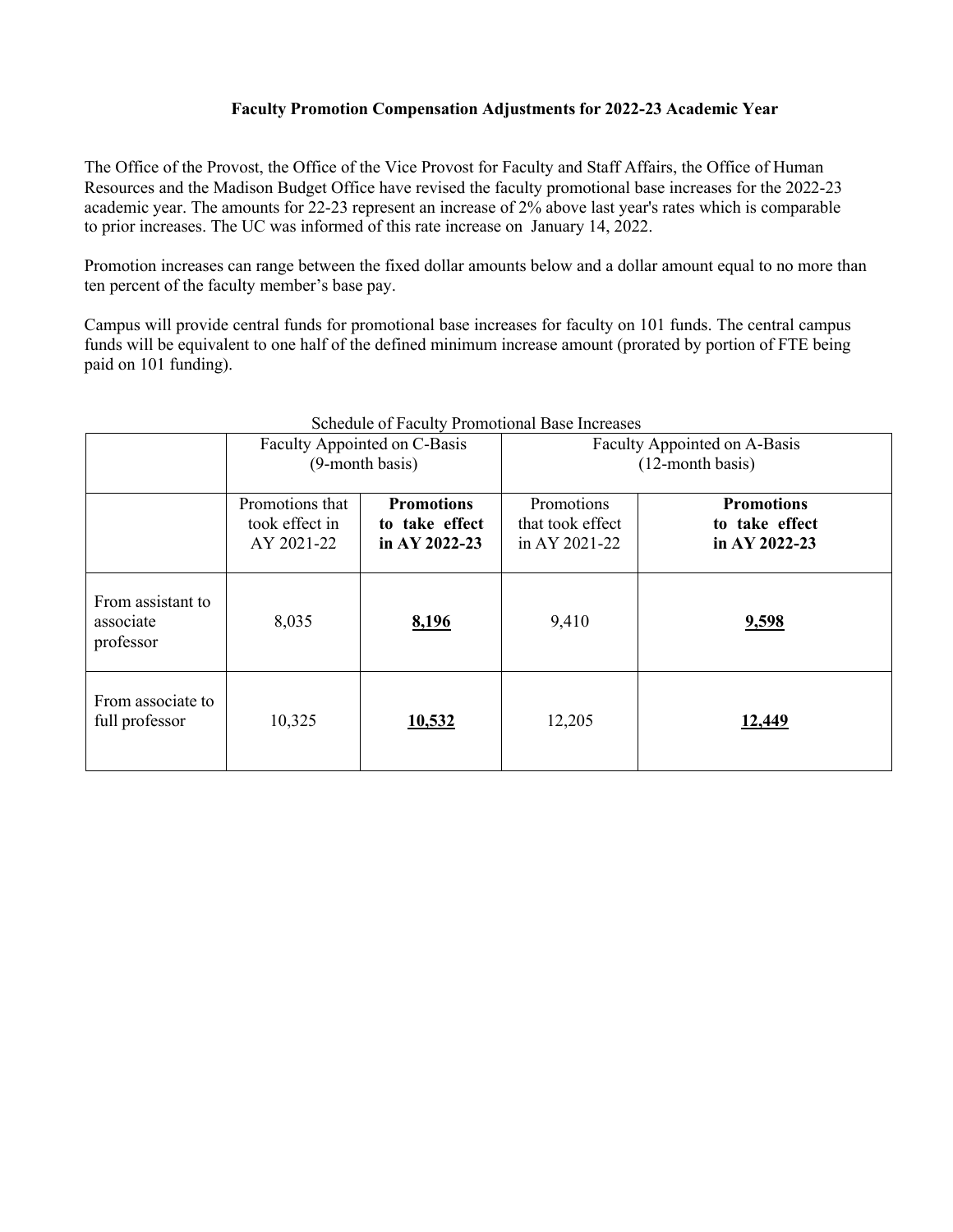**Faculty Promotion Compensation Adjustments for 2022-23 Academic Year**

The Office of the Provost, the Office of the Vice Provost for Faculty and Staff Affairs, the Office of Human Resources and the Madison Budget Office have revised the faculty promotional base increases for the 2022-23 academic year. The amounts for 22-23 represent an increase of 2% above last year's rates which is comparable to prior increases. The UC was informed of this rate increase on January 14, 2022.

Promotion increases can range between the fixed dollar amounts below and a dollar amount equal to no more than ten percent of the faculty member's base pay.

Campus will provide central funds for promotional base increases for faculty on 101 funds. The central campus funds will be equivalent to one half of the defined minimum increase amount (prorated by portion of FTE being paid on 101 funding).

Schedule of Faculty Promotional Base Increases

| | Faculty Appointed on C-Basis (9-month basis) | | Faculty Appointed on A-Basis (12-month basis) | |
|---|---|---|---|---|
| | Promotions that took effect in AY 2021-22 | **Promotions to take effect in AY 2022-23** | Promotions that took effect in AY 2021-22 | **Promotions to take effect in AY 2022-23** |
| From assistant to associate professor | 8,035 | **8,196** | 9,410 | **9,598** |
| From associate to full professor | 10,325 | **10,532** | 12,205 | **12,449** |